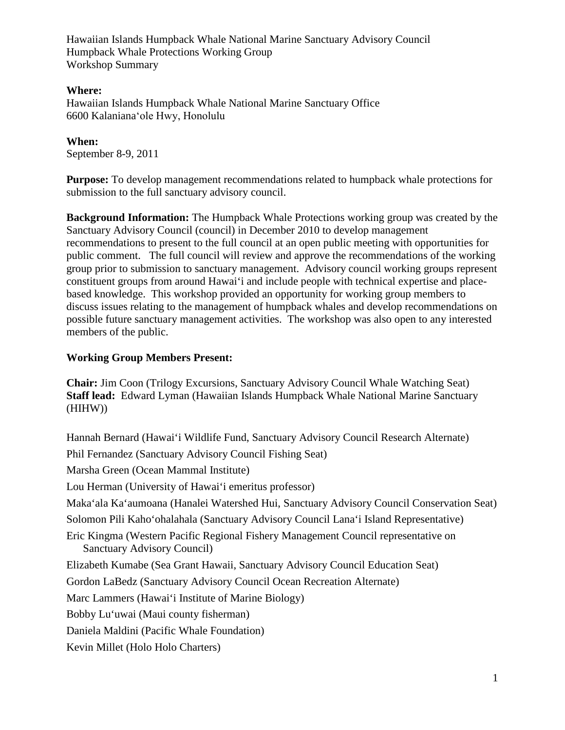Hawaiian Islands Humpback Whale National Marine Sanctuary Advisory Council
Humpback Whale Protections Working Group
Workshop Summary

**Where:**
Hawaiian Islands Humpback Whale National Marine Sanctuary Office
6600 Kalanianaʻole Hwy, Honolulu

**When:**
September 8-9, 2011

**Purpose:** To develop management recommendations related to humpback whale protections for submission to the full sanctuary advisory council.

**Background Information:** The Humpback Whale Protections working group was created by the Sanctuary Advisory Council (council) in December 2010 to develop management recommendations to present to the full council at an open public meeting with opportunities for public comment. The full council will review and approve the recommendations of the working group prior to submission to sanctuary management. Advisory council working groups represent constituent groups from around Hawaiʻi and include people with technical expertise and place-based knowledge. This workshop provided an opportunity for working group members to discuss issues relating to the management of humpback whales and develop recommendations on possible future sanctuary management activities. The workshop was also open to any interested members of the public.

**Working Group Members Present:**

**Chair:** Jim Coon (Trilogy Excursions, Sanctuary Advisory Council Whale Watching Seat)
**Staff lead:** Edward Lyman (Hawaiian Islands Humpback Whale National Marine Sanctuary (HIHW))

Hannah Bernard (Hawaiʻi Wildlife Fund, Sanctuary Advisory Council Research Alternate)
Phil Fernandez (Sanctuary Advisory Council Fishing Seat)
Marsha Green (Ocean Mammal Institute)
Lou Herman (University of Hawaiʻi emeritus professor)
Makaʻala Kaʻaumoana (Hanalei Watershed Hui, Sanctuary Advisory Council Conservation Seat)
Solomon Pili Kahoʻohalahala (Sanctuary Advisory Council Lanaʻi Island Representative)
Eric Kingma (Western Pacific Regional Fishery Management Council representative on Sanctuary Advisory Council)
Elizabeth Kumabe (Sea Grant Hawaii, Sanctuary Advisory Council Education Seat)
Gordon LaBedz (Sanctuary Advisory Council Ocean Recreation Alternate)
Marc Lammers (Hawaiʻi Institute of Marine Biology)
Bobby Luʻuwai (Maui county fisherman)
Daniela Maldini (Pacific Whale Foundation)
Kevin Millet (Holo Holo Charters)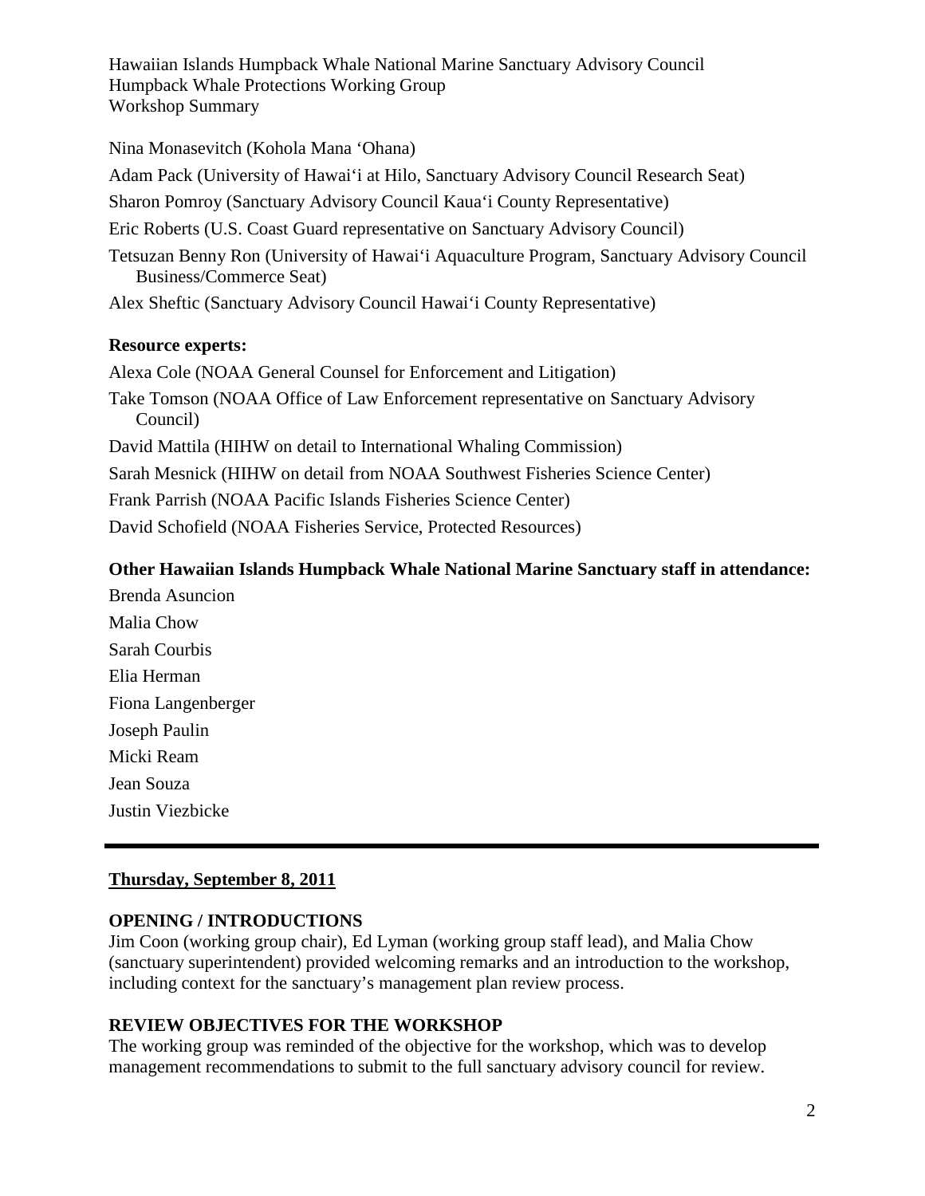Nina Monasevitch (Kohola Mana ʻOhana)

Adam Pack (University of Hawaiʻi at Hilo, Sanctuary Advisory Council Research Seat)

Sharon Pomroy (Sanctuary Advisory Council Kauaʻi County Representative)

Eric Roberts (U.S. Coast Guard representative on Sanctuary Advisory Council)

Tetsuzan Benny Ron (University of Hawaiʻi Aquaculture Program, Sanctuary Advisory Council Business/Commerce Seat)

Alex Sheftic (Sanctuary Advisory Council Hawaiʻi County Representative)

**Resource experts:**

Alexa Cole (NOAA General Counsel for Enforcement and Litigation)

Take Tomson (NOAA Office of Law Enforcement representative on Sanctuary Advisory Council)

David Mattila (HIHW on detail to International Whaling Commission)

Sarah Mesnick (HIHW on detail from NOAA Southwest Fisheries Science Center)

Frank Parrish (NOAA Pacific Islands Fisheries Science Center)

David Schofield (NOAA Fisheries Service, Protected Resources)

**Other Hawaiian Islands Humpback Whale National Marine Sanctuary staff in attendance:**

Brenda Asuncion

Malia Chow

Sarah Courbis

Elia Herman

Fiona Langenberger

Joseph Paulin

Micki Ream

Jean Souza

Justin Viezbicke

---

**Thursday, September 8, 2011**

**OPENING / INTRODUCTIONS**

Jim Coon (working group chair), Ed Lyman (working group staff lead), and Malia Chow (sanctuary superintendent) provided welcoming remarks and an introduction to the workshop, including context for the sanctuary's management plan review process.

**REVIEW OBJECTIVES FOR THE WORKSHOP**

The working group was reminded of the objective for the workshop, which was to develop management recommendations to submit to the full sanctuary advisory council for review.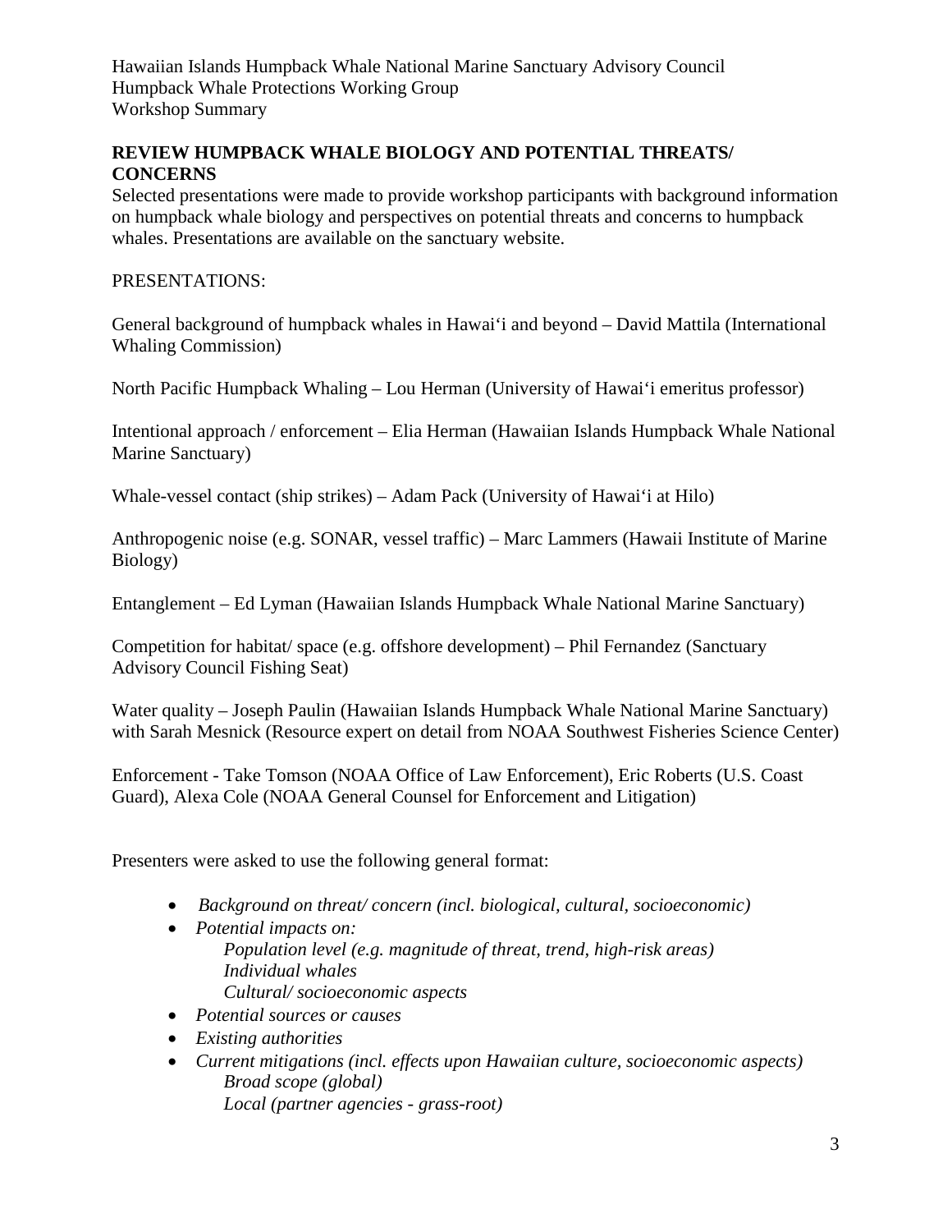Hawaiian Islands Humpback Whale National Marine Sanctuary Advisory Council
Humpback Whale Protections Working Group
Workshop Summary

## REVIEW HUMPBACK WHALE BIOLOGY AND POTENTIAL THREATS/ CONCERNS

Selected presentations were made to provide workshop participants with background information on humpback whale biology and perspectives on potential threats and concerns to humpback whales. Presentations are available on the sanctuary website.

PRESENTATIONS:

General background of humpback whales in Hawaiʻi and beyond – David Mattila (International Whaling Commission)

North Pacific Humpback Whaling – Lou Herman (University of Hawaiʻi emeritus professor)

Intentional approach / enforcement – Elia Herman (Hawaiian Islands Humpback Whale National Marine Sanctuary)

Whale-vessel contact (ship strikes) – Adam Pack (University of Hawaiʻi at Hilo)

Anthropogenic noise (e.g. SONAR, vessel traffic) – Marc Lammers (Hawaii Institute of Marine Biology)

Entanglement – Ed Lyman (Hawaiian Islands Humpback Whale National Marine Sanctuary)

Competition for habitat/ space (e.g. offshore development) – Phil Fernandez (Sanctuary Advisory Council Fishing Seat)

Water quality – Joseph Paulin (Hawaiian Islands Humpback Whale National Marine Sanctuary) with Sarah Mesnick (Resource expert on detail from NOAA Southwest Fisheries Science Center)

Enforcement - Take Tomson (NOAA Office of Law Enforcement), Eric Roberts (U.S. Coast Guard), Alexa Cole (NOAA General Counsel for Enforcement and Litigation)

Presenters were asked to use the following general format:

- *Background on threat/ concern (incl. biological, cultural, socioeconomic)*
- *Potential impacts on:*
  - *Population level (e.g. magnitude of threat, trend, high-risk areas)*
  - *Individual whales*
  - *Cultural/ socioeconomic aspects*
- *Potential sources or causes*
- *Existing authorities*
- *Current mitigations (incl. effects upon Hawaiian culture, socioeconomic aspects)*
  - *Broad scope (global)*
  - *Local (partner agencies - grass-root)*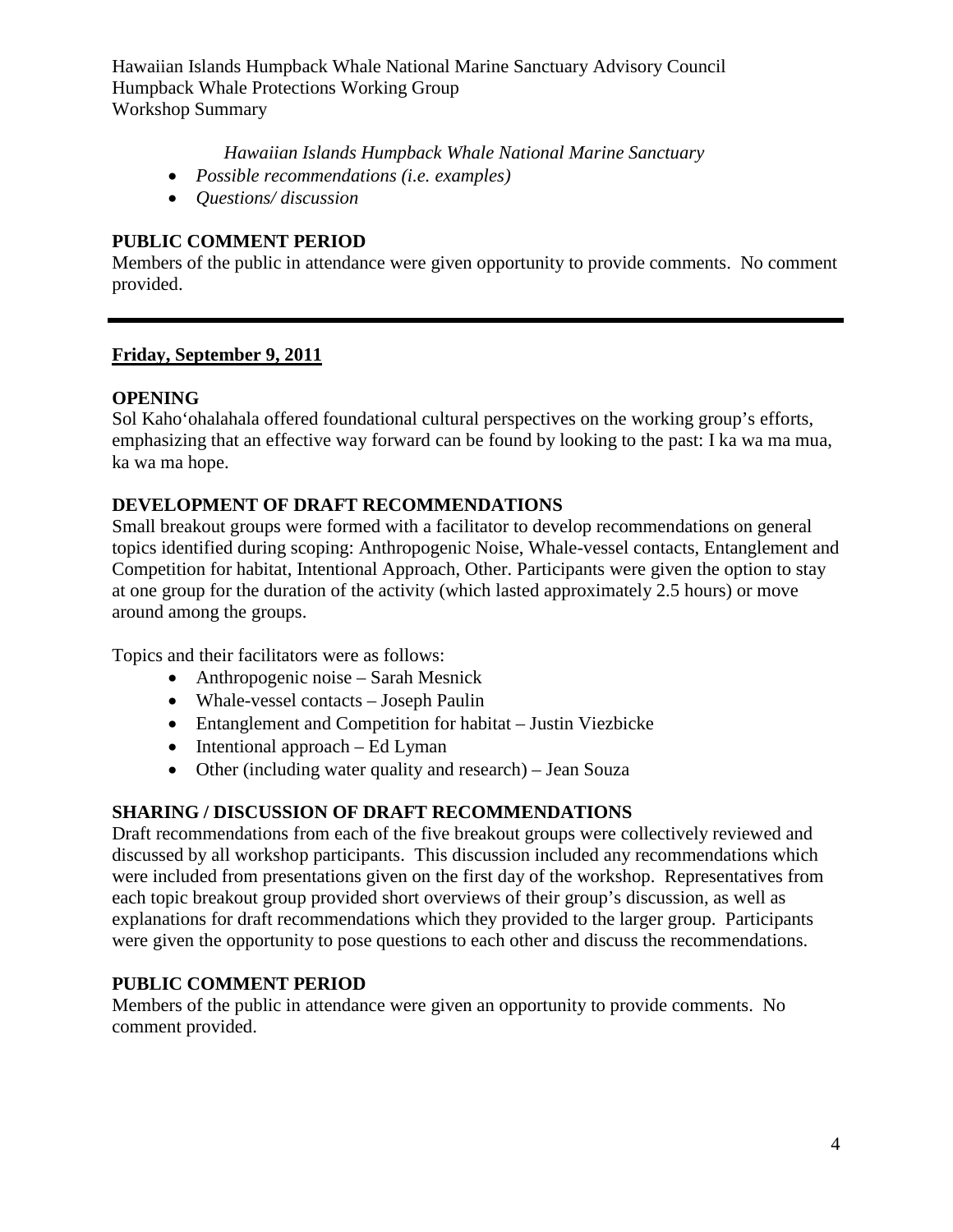*Hawaiian Islands Humpback Whale National Marine Sanctuary*

- *Possible recommendations (i.e. examples)*
- *Questions/ discussion*

**PUBLIC COMMENT PERIOD**

Members of the public in attendance were given opportunity to provide comments. No comment provided.

---

**Friday, September 9, 2011**

**OPENING**

Sol Kaho'ohalahala offered foundational cultural perspectives on the working group's efforts, emphasizing that an effective way forward can be found by looking to the past: I ka wa ma mua, ka wa ma hope.

**DEVELOPMENT OF DRAFT RECOMMENDATIONS**

Small breakout groups were formed with a facilitator to develop recommendations on general topics identified during scoping: Anthropogenic Noise, Whale-vessel contacts, Entanglement and Competition for habitat, Intentional Approach, Other. Participants were given the option to stay at one group for the duration of the activity (which lasted approximately 2.5 hours) or move around among the groups.

Topics and their facilitators were as follows:

- Anthropogenic noise – Sarah Mesnick
- Whale-vessel contacts – Joseph Paulin
- Entanglement and Competition for habitat – Justin Viezbicke
- Intentional approach – Ed Lyman
- Other (including water quality and research) – Jean Souza

**SHARING / DISCUSSION OF DRAFT RECOMMENDATIONS**

Draft recommendations from each of the five breakout groups were collectively reviewed and discussed by all workshop participants. This discussion included any recommendations which were included from presentations given on the first day of the workshop. Representatives from each topic breakout group provided short overviews of their group's discussion, as well as explanations for draft recommendations which they provided to the larger group. Participants were given the opportunity to pose questions to each other and discuss the recommendations.

**PUBLIC COMMENT PERIOD**

Members of the public in attendance were given an opportunity to provide comments. No comment provided.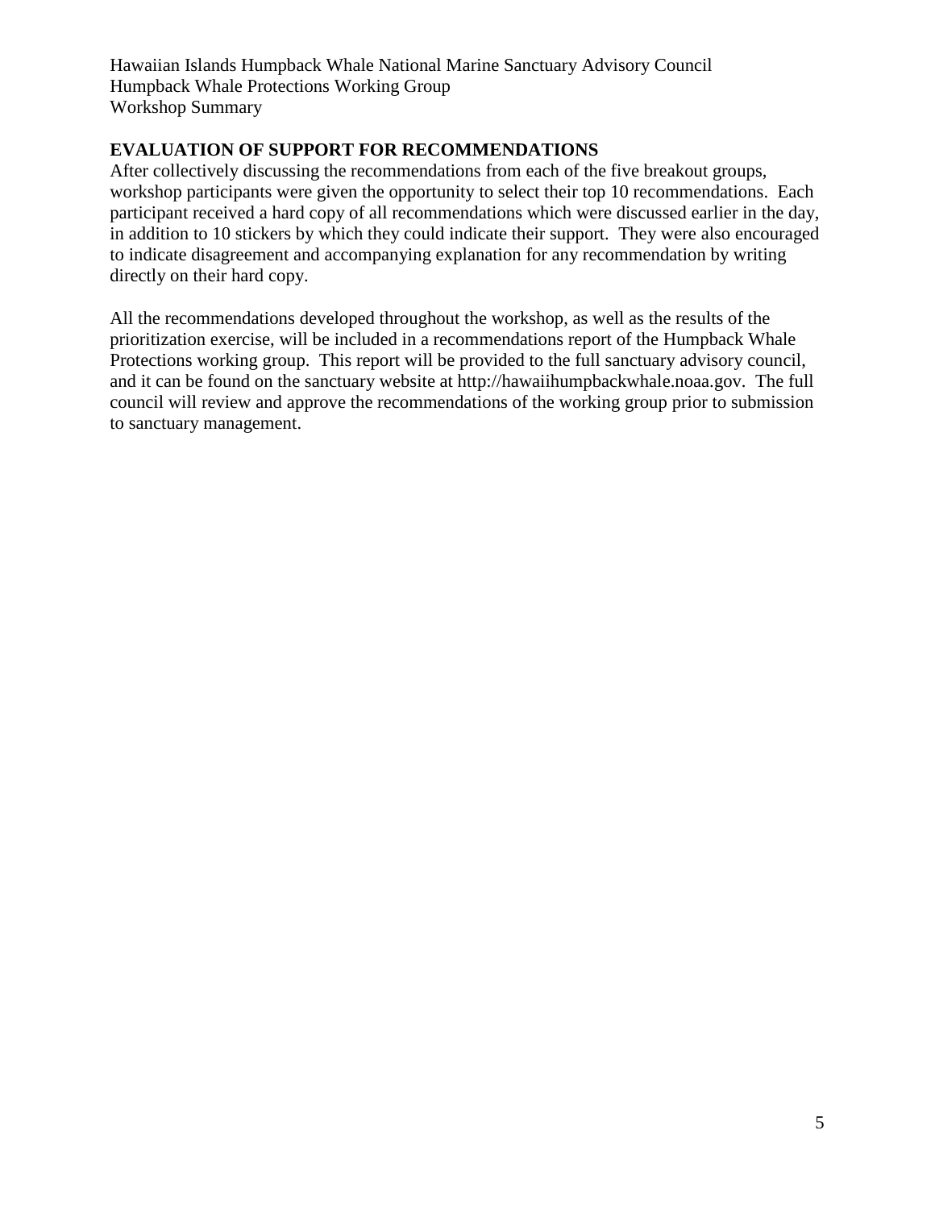## EVALUATION OF SUPPORT FOR RECOMMENDATIONS

After collectively discussing the recommendations from each of the five breakout groups, workshop participants were given the opportunity to select their top 10 recommendations. Each participant received a hard copy of all recommendations which were discussed earlier in the day, in addition to 10 stickers by which they could indicate their support. They were also encouraged to indicate disagreement and accompanying explanation for any recommendation by writing directly on their hard copy.

All the recommendations developed throughout the workshop, as well as the results of the prioritization exercise, will be included in a recommendations report of the Humpback Whale Protections working group. This report will be provided to the full sanctuary advisory council, and it can be found on the sanctuary website at http://hawaiihumpbackwhale.noaa.gov. The full council will review and approve the recommendations of the working group prior to submission to sanctuary management.